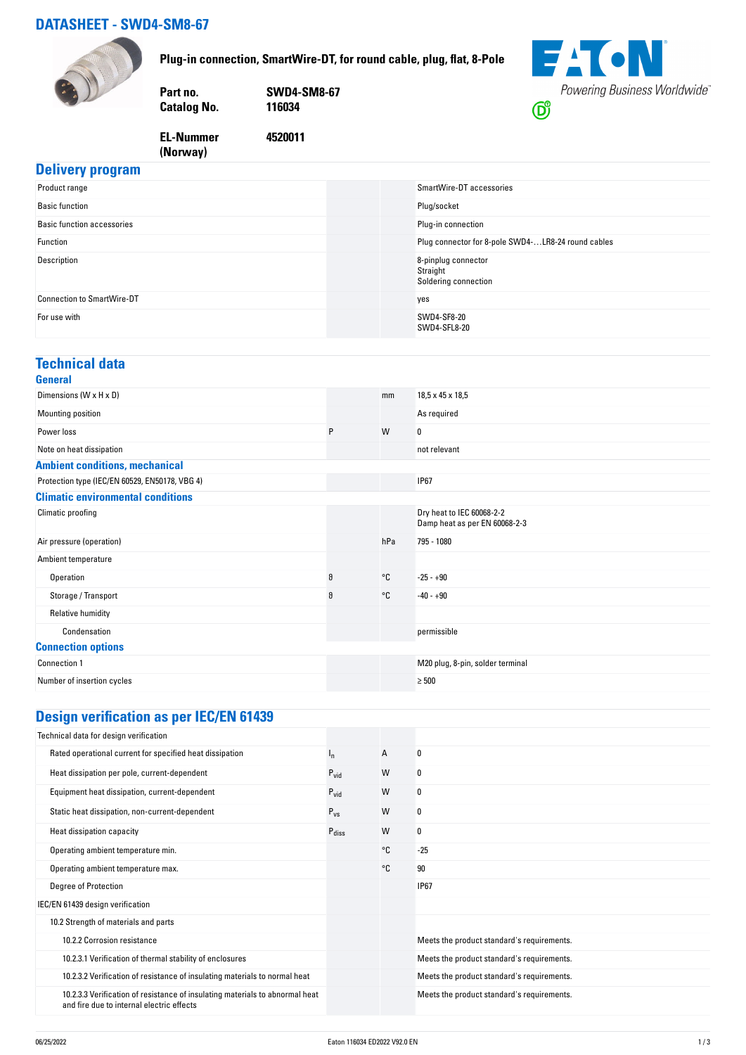# DATASHEET - SWD4-SM8-67

**Plug-in connection, SmartWire-DT, for round cable, plug, flat, 8-Pole**

| | |
|---|---|
| **Part no.** | **SWD4-SM8-67** |
| **Catalog No.** | **116034** |
| **EL-Nummer (Norway)** | **4520011** |

Powering Business Worldwide

## Delivery program

| | | | |
|---|---|---|---|
| Product range | | | SmartWire-DT accessories |
| Basic function | | | Plug/socket |
| Basic function accessories | | | Plug-in connection |
| Function | | | Plug connector for 8-pole SWD4-…LR8-24 round cables |
| Description | | | 8-pinplug connector<br>Straight<br>Soldering connection |
| Connection to SmartWire-DT | | | yes |
| For use with | | | SWD4-SF8-20<br>SWD4-SFL8-20 |

## Technical data

### General

| | | | |
|---|---|---|---|
| Dimensions (W x H x D) | | mm | 18,5 x 45 x 18,5 |
| Mounting position | | | As required |
| Power loss | P | W | 0 |
| Note on heat dissipation | | | not relevant |

### Ambient conditions, mechanical

| | | | |
|---|---|---|---|
| Protection type (IEC/EN 60529, EN50178, VBG 4) | | | IP67 |

### Climatic environmental conditions

| | | | |
|---|---|---|---|
| Climatic proofing | | | Dry heat to IEC 60068-2-2<br>Damp heat as per EN 60068-2-3 |
| Air pressure (operation) | | hPa | 795 - 1080 |
| Ambient temperature | | | |
| Operation | ϑ | °C | -25 - +90 |
| Storage / Transport | ϑ | °C | -40 - +90 |
| Relative humidity | | | |
| Condensation | | | permissible |

### Connection options

| | | | |
|---|---|---|---|
| Connection 1 | | | M20 plug, 8-pin, solder terminal |
| Number of insertion cycles | | | ≥ 500 |

## Design verification as per IEC/EN 61439

| | | | |
|---|---|---|---|
| Technical data for design verification | | | |
| Rated operational current for specified heat dissipation | $I_n$ | A | 0 |
| Heat dissipation per pole, current-dependent | $P_{vid}$ | W | 0 |
| Equipment heat dissipation, current-dependent | $P_{vid}$ | W | 0 |
| Static heat dissipation, non-current-dependent | $P_{vs}$ | W | 0 |
| Heat dissipation capacity | $P_{diss}$ | W | 0 |
| Operating ambient temperature min. | | °C | -25 |
| Operating ambient temperature max. | | °C | 90 |
| Degree of Protection | | | IP67 |
| IEC/EN 61439 design verification | | | |
| 10.2 Strength of materials and parts | | | |
| 10.2.2 Corrosion resistance | | | Meets the product standard's requirements. |
| 10.2.3.1 Verification of thermal stability of enclosures | | | Meets the product standard's requirements. |
| 10.2.3.2 Verification of resistance of insulating materials to normal heat | | | Meets the product standard's requirements. |
| 10.2.3.3 Verification of resistance of insulating materials to abnormal heat and fire due to internal electric effects | | | Meets the product standard's requirements. |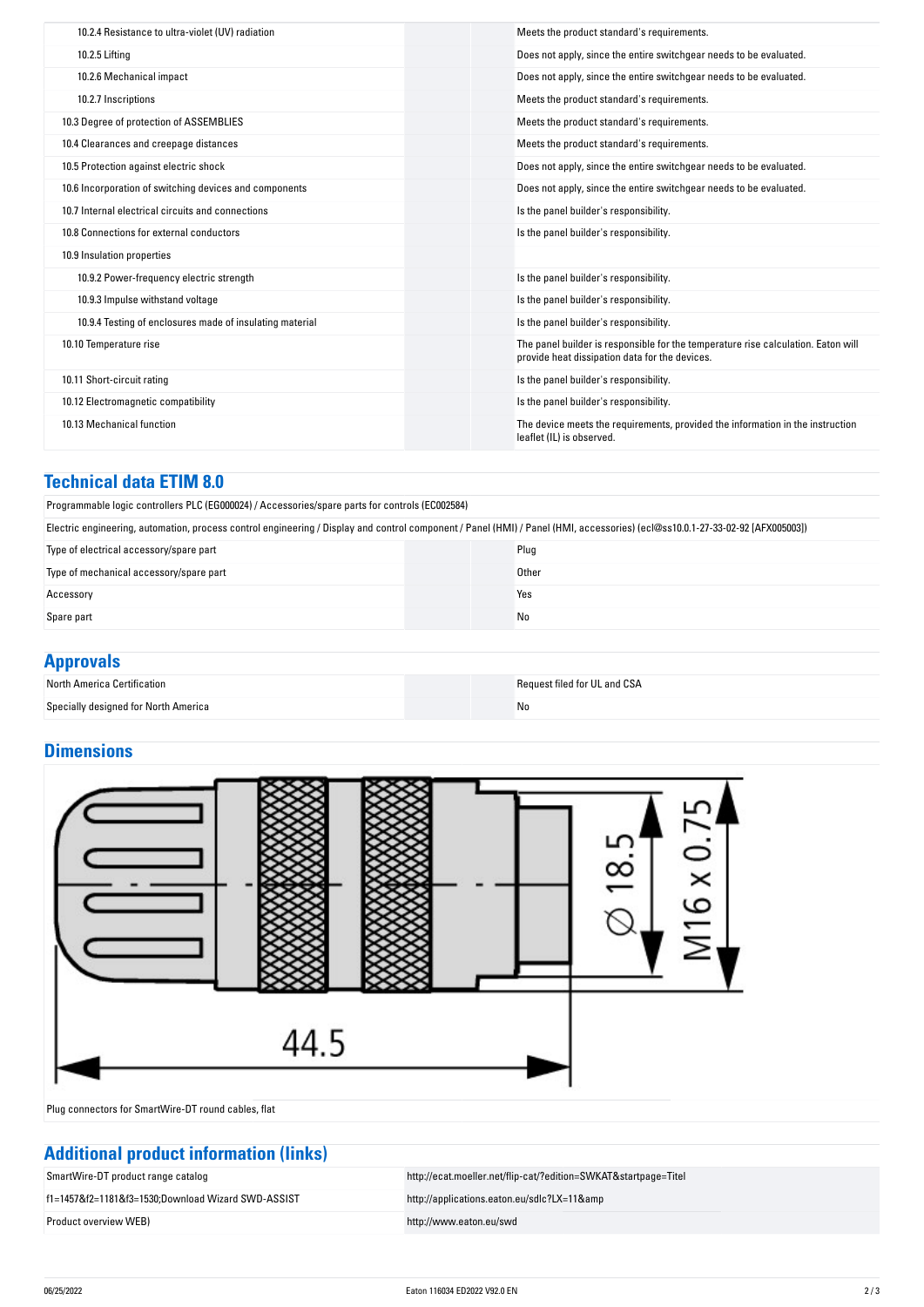| | | |
|---|---|---|
| 10.2.4 Resistance to ultra-violet (UV) radiation | | Meets the product standard's requirements. |
| 10.2.5 Lifting | | Does not apply, since the entire switchgear needs to be evaluated. |
| 10.2.6 Mechanical impact | | Does not apply, since the entire switchgear needs to be evaluated. |
| 10.2.7 Inscriptions | | Meets the product standard's requirements. |
| 10.3 Degree of protection of ASSEMBLIES | | Meets the product standard's requirements. |
| 10.4 Clearances and creepage distances | | Meets the product standard's requirements. |
| 10.5 Protection against electric shock | | Does not apply, since the entire switchgear needs to be evaluated. |
| 10.6 Incorporation of switching devices and components | | Does not apply, since the entire switchgear needs to be evaluated. |
| 10.7 Internal electrical circuits and connections | | Is the panel builder's responsibility. |
| 10.8 Connections for external conductors | | Is the panel builder's responsibility. |
| 10.9 Insulation properties | | |
| 10.9.2 Power-frequency electric strength | | Is the panel builder's responsibility. |
| 10.9.3 Impulse withstand voltage | | Is the panel builder's responsibility. |
| 10.9.4 Testing of enclosures made of insulating material | | Is the panel builder's responsibility. |
| 10.10 Temperature rise | | The panel builder is responsible for the temperature rise calculation. Eaton will provide heat dissipation data for the devices. |
| 10.11 Short-circuit rating | | Is the panel builder's responsibility. |
| 10.12 Electromagnetic compatibility | | Is the panel builder's responsibility. |
| 10.13 Mechanical function | | The device meets the requirements, provided the information in the instruction leaflet (IL) is observed. |

## Technical data ETIM 8.0

Programmable logic controllers PLC (EG000024) / Accessories/spare parts for controls (EC002584)

Electric engineering, automation, process control engineering / Display and control component / Panel (HMI) / Panel (HMI, accessories) (ecl@ss10.0.1-27-33-02-92 [AFX005003])

| | | |
|---|---|---|
| Type of electrical accessory/spare part | | Plug |
| Type of mechanical accessory/spare part | | Other |
| Accessory | | Yes |
| Spare part | | No |

## Approvals

| | | |
|---|---|---|
| North America Certification | | Request filed for UL and CSA |
| Specially designed for North America | | No |

## Dimensions

Ø 18.5

M16 x 0.75

44.5

Plug connectors for SmartWire-DT round cables, flat

## Additional product information (links)

| | |
|---|---|
| SmartWire-DT product range catalog | http://ecat.moeller.net/flip-cat/?edition=SWKAT&startpage=Titel |
| f1=1457&f2=1181&f3=1530;Download Wizard SWD-ASSIST | http://applications.eaton.eu/sdlc?LX=11&amp |
| Product overview WEB) | http://www.eaton.eu/swd |